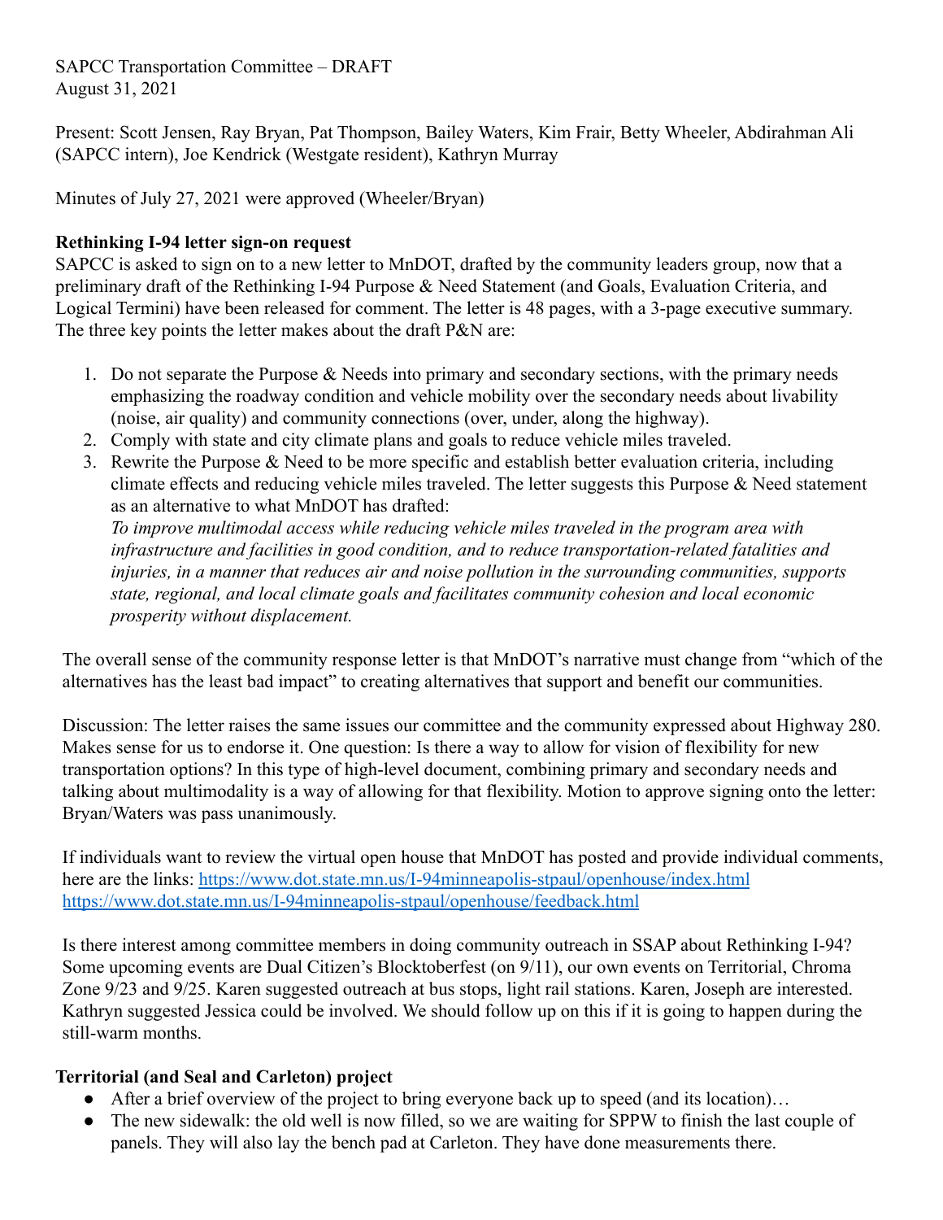SAPCC Transportation Committee – DRAFT
August 31, 2021

Present: Scott Jensen, Ray Bryan, Pat Thompson, Bailey Waters, Kim Frair, Betty Wheeler, Abdirahman Ali (SAPCC intern), Joe Kendrick (Westgate resident), Kathryn Murray

Minutes of July 27, 2021 were approved (Wheeler/Bryan)

**Rethinking I-94 letter sign-on request**

SAPCC is asked to sign on to a new letter to MnDOT, drafted by the community leaders group, now that a preliminary draft of the Rethinking I-94 Purpose & Need Statement (and Goals, Evaluation Criteria, and Logical Termini) have been released for comment. The letter is 48 pages, with a 3-page executive summary. The three key points the letter makes about the draft P&N are:

1. Do not separate the Purpose & Needs into primary and secondary sections, with the primary needs emphasizing the roadway condition and vehicle mobility over the secondary needs about livability (noise, air quality) and community connections (over, under, along the highway).
2. Comply with state and city climate plans and goals to reduce vehicle miles traveled.
3. Rewrite the Purpose & Need to be more specific and establish better evaluation criteria, including climate effects and reducing vehicle miles traveled. The letter suggests this Purpose & Need statement as an alternative to what MnDOT has drafted:
   *To improve multimodal access while reducing vehicle miles traveled in the program area with infrastructure and facilities in good condition, and to reduce transportation-related fatalities and injuries, in a manner that reduces air and noise pollution in the surrounding communities, supports state, regional, and local climate goals and facilitates community cohesion and local economic prosperity without displacement.*

The overall sense of the community response letter is that MnDOT's narrative must change from "which of the alternatives has the least bad impact" to creating alternatives that support and benefit our communities.

Discussion: The letter raises the same issues our committee and the community expressed about Highway 280. Makes sense for us to endorse it. One question: Is there a way to allow for vision of flexibility for new transportation options? In this type of high-level document, combining primary and secondary needs and talking about multimodality is a way of allowing for that flexibility. Motion to approve signing onto the letter: Bryan/Waters was pass unanimously.

If individuals want to review the virtual open house that MnDOT has posted and provide individual comments, here are the links: https://www.dot.state.mn.us/I-94minneapolis-stpaul/openhouse/index.html
https://www.dot.state.mn.us/I-94minneapolis-stpaul/openhouse/feedback.html

Is there interest among committee members in doing community outreach in SSAP about Rethinking I-94? Some upcoming events are Dual Citizen's Blocktoberfest (on 9/11), our own events on Territorial, Chroma Zone 9/23 and 9/25. Karen suggested outreach at bus stops, light rail stations. Karen, Joseph are interested. Kathryn suggested Jessica could be involved. We should follow up on this if it is going to happen during the still-warm months.

**Territorial (and Seal and Carleton) project**

- After a brief overview of the project to bring everyone back up to speed (and its location)…
- The new sidewalk: the old well is now filled, so we are waiting for SPPW to finish the last couple of panels. They will also lay the bench pad at Carleton. They have done measurements there.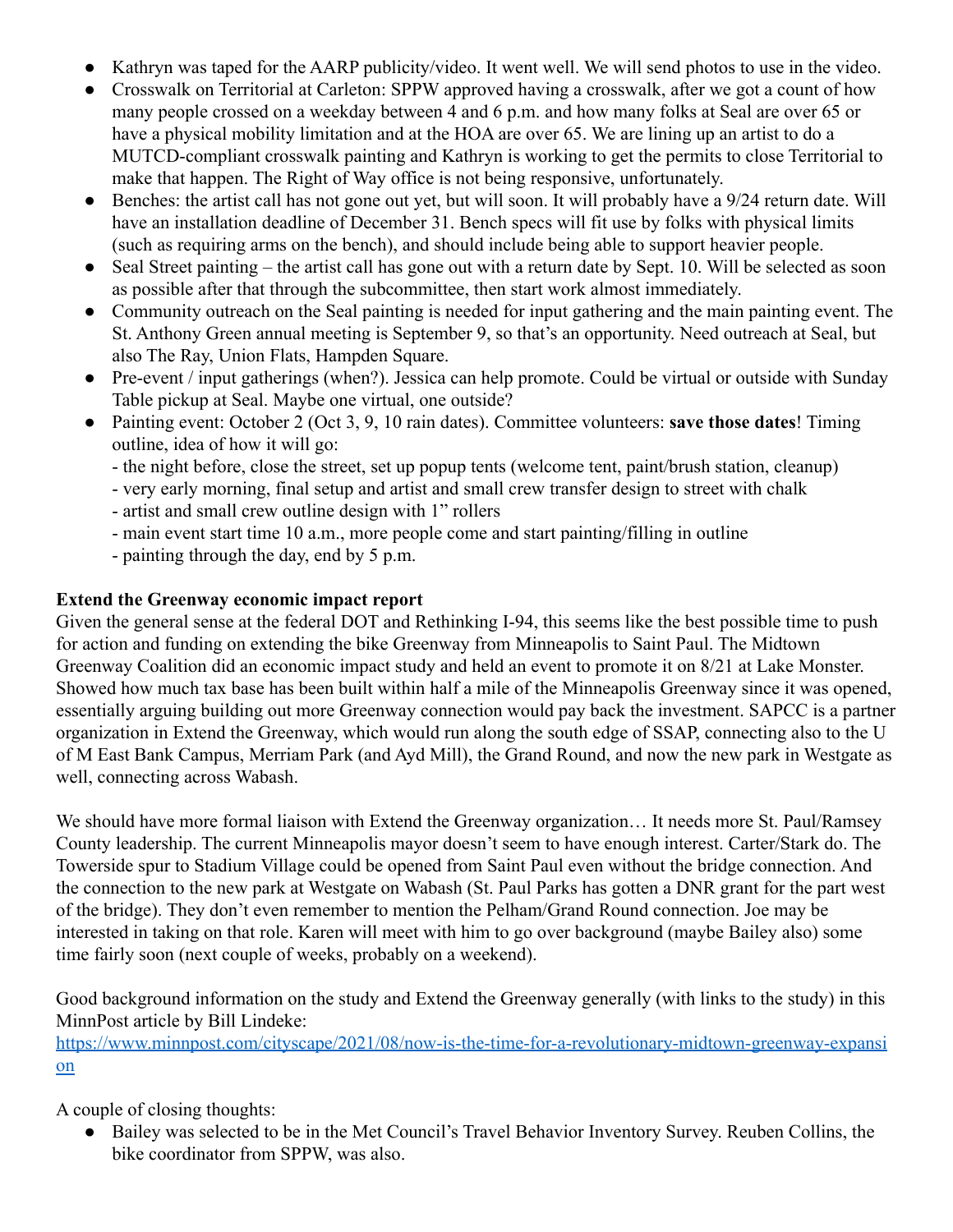- Kathryn was taped for the AARP publicity/video. It went well. We will send photos to use in the video.
- Crosswalk on Territorial at Carleton: SPPW approved having a crosswalk, after we got a count of how many people crossed on a weekday between 4 and 6 p.m. and how many folks at Seal are over 65 or have a physical mobility limitation and at the HOA are over 65. We are lining up an artist to do a MUTCD-compliant crosswalk painting and Kathryn is working to get the permits to close Territorial to make that happen. The Right of Way office is not being responsive, unfortunately.
- Benches: the artist call has not gone out yet, but will soon. It will probably have a 9/24 return date. Will have an installation deadline of December 31. Bench specs will fit use by folks with physical limits (such as requiring arms on the bench), and should include being able to support heavier people.
- Seal Street painting – the artist call has gone out with a return date by Sept. 10. Will be selected as soon as possible after that through the subcommittee, then start work almost immediately.
- Community outreach on the Seal painting is needed for input gathering and the main painting event. The St. Anthony Green annual meeting is September 9, so that's an opportunity. Need outreach at Seal, but also The Ray, Union Flats, Hampden Square.
- Pre-event / input gatherings (when?). Jessica can help promote. Could be virtual or outside with Sunday Table pickup at Seal. Maybe one virtual, one outside?
- Painting event: October 2 (Oct 3, 9, 10 rain dates). Committee volunteers: **save those dates**! Timing outline, idea of how it will go:
  - the night before, close the street, set up popup tents (welcome tent, paint/brush station, cleanup)
  - very early morning, final setup and artist and small crew transfer design to street with chalk
  - artist and small crew outline design with 1" rollers
  - main event start time 10 a.m., more people come and start painting/filling in outline
  - painting through the day, end by 5 p.m.

**Extend the Greenway economic impact report**

Given the general sense at the federal DOT and Rethinking I-94, this seems like the best possible time to push for action and funding on extending the bike Greenway from Minneapolis to Saint Paul. The Midtown Greenway Coalition did an economic impact study and held an event to promote it on 8/21 at Lake Monster. Showed how much tax base has been built within half a mile of the Minneapolis Greenway since it was opened, essentially arguing building out more Greenway connection would pay back the investment. SAPCC is a partner organization in Extend the Greenway, which would run along the south edge of SSAP, connecting also to the U of M East Bank Campus, Merriam Park (and Ayd Mill), the Grand Round, and now the new park in Westgate as well, connecting across Wabash.

We should have more formal liaison with Extend the Greenway organization… It needs more St. Paul/Ramsey County leadership. The current Minneapolis mayor doesn't seem to have enough interest. Carter/Stark do. The Towerside spur to Stadium Village could be opened from Saint Paul even without the bridge connection. And the connection to the new park at Westgate on Wabash (St. Paul Parks has gotten a DNR grant for the part west of the bridge). They don't even remember to mention the Pelham/Grand Round connection. Joe may be interested in taking on that role. Karen will meet with him to go over background (maybe Bailey also) some time fairly soon (next couple of weeks, probably on a weekend).

Good background information on the study and Extend the Greenway generally (with links to the study) in this MinnPost article by Bill Lindeke:
[https://www.minnpost.com/cityscape/2021/08/now-is-the-time-for-a-revolutionary-midtown-greenway-expansion](https://www.minnpost.com/cityscape/2021/08/now-is-the-time-for-a-revolutionary-midtown-greenway-expansion)

A couple of closing thoughts:

- Bailey was selected to be in the Met Council's Travel Behavior Inventory Survey. Reuben Collins, the bike coordinator from SPPW, was also.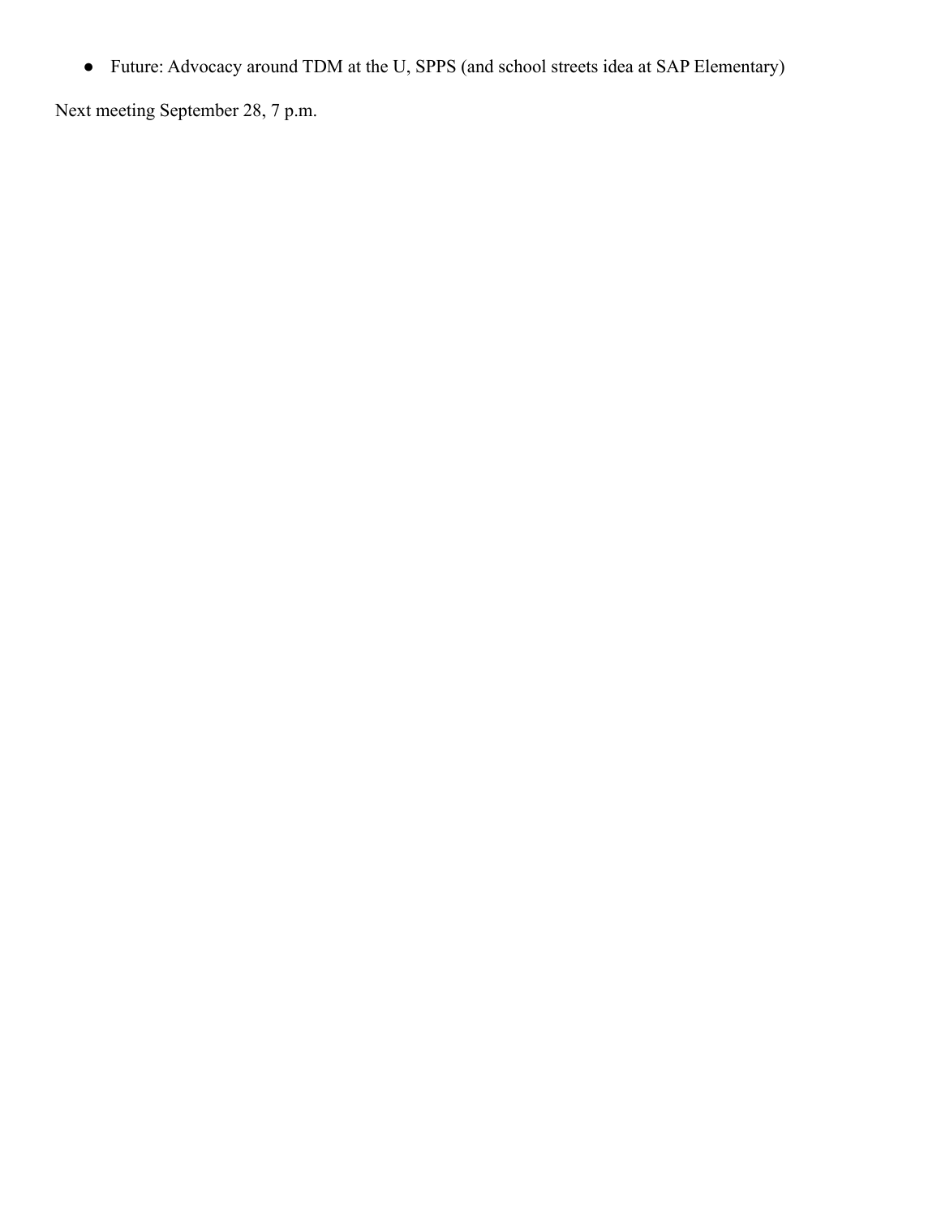- Future: Advocacy around TDM at the U, SPPS (and school streets idea at SAP Elementary)

Next meeting September 28, 7 p.m.